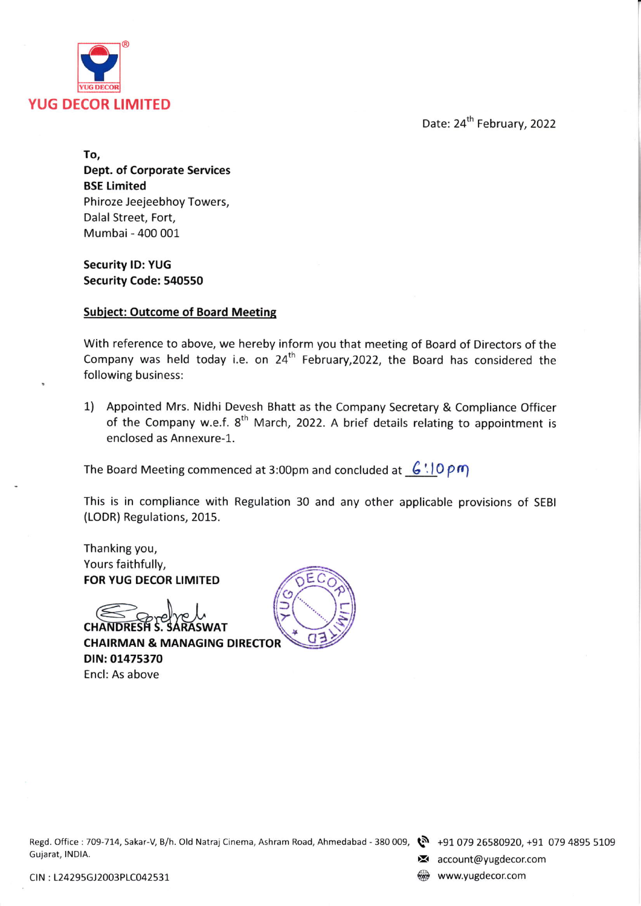**YUG DECOR LIMITED**

Date: 24th February, 2022

**To,**
**Dept. of Corporate Services**
**BSE Limited**
Phiroze Jeejeebhoy Towers,
Dalal Street, Fort,
Mumbai - 400 001

**Security ID: YUG**
**Security Code: 540550**

**Subject: Outcome of Board Meeting**

With reference to above, we hereby inform you that meeting of Board of Directors of the Company was held today i.e. on 24th February,2022, the Board has considered the following business:

1) Appointed Mrs. Nidhi Devesh Bhatt as the Company Secretary & Compliance Officer of the Company w.e.f. 8th March, 2022. A brief details relating to appointment is enclosed as Annexure-1.

The Board Meeting commenced at 3:00pm and concluded at 6:10 pm

This is in compliance with Regulation 30 and any other applicable provisions of SEBI (LODR) Regulations, 2015.

Thanking you,
Yours faithfully,
**FOR YUG DECOR LIMITED**

**CHANDRESH S. SARASWAT**
**CHAIRMAN & MANAGING DIRECTOR**
**DIN: 01475370**
Encl: As above

Regd. Office : 709-714, Sakar-V, B/h. Old Natraj Cinema, Ashram Road, Ahmedabad - 380 009, Gujarat, INDIA.
+91 079 26580920, +91 079 4895 5109
account@yugdecor.com
www.yugdecor.com

CIN : L24295GJ2003PLC042531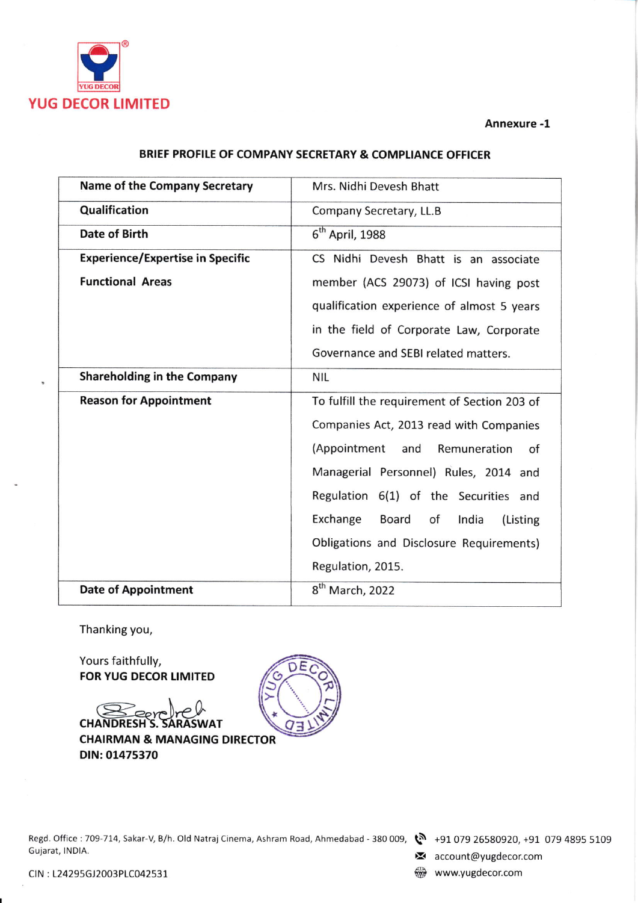YUG DECOR LIMITED

**Annexure -1**

**BRIEF PROFILE OF COMPANY SECRETARY & COMPLIANCE OFFICER**

| | |
|---|---|
| **Name of the Company Secretary** | Mrs. Nidhi Devesh Bhatt |
| **Qualification** | Company Secretary, LL.B |
| **Date of Birth** | 6th April, 1988 |
| **Experience/Expertise in Specific Functional Areas** | CS Nidhi Devesh Bhatt is an associate member (ACS 29073) of ICSI having post qualification experience of almost 5 years in the field of Corporate Law, Corporate Governance and SEBI related matters. |
| **Shareholding in the Company** | NIL |
| **Reason for Appointment** | To fulfill the requirement of Section 203 of Companies Act, 2013 read with Companies (Appointment and Remuneration of Managerial Personnel) Rules, 2014 and Regulation 6(1) of the Securities and Exchange Board of India (Listing Obligations and Disclosure Requirements) Regulation, 2015. |
| **Date of Appointment** | 8th March, 2022 |

Thanking you,

Yours faithfully,
**FOR YUG DECOR LIMITED**

**CHANDRESH S. SARASWAT**
**CHAIRMAN & MANAGING DIRECTOR**
**DIN: 01475370**

Regd. Office : 709-714, Sakar-V, B/h. Old Natraj Cinema, Ashram Road, Ahmedabad - 380 009, Gujarat, INDIA.

CIN : L24295GJ2003PLC042531

+91 079 26580920, +91 079 4895 5109
account@yugdecor.com
www.yugdecor.com